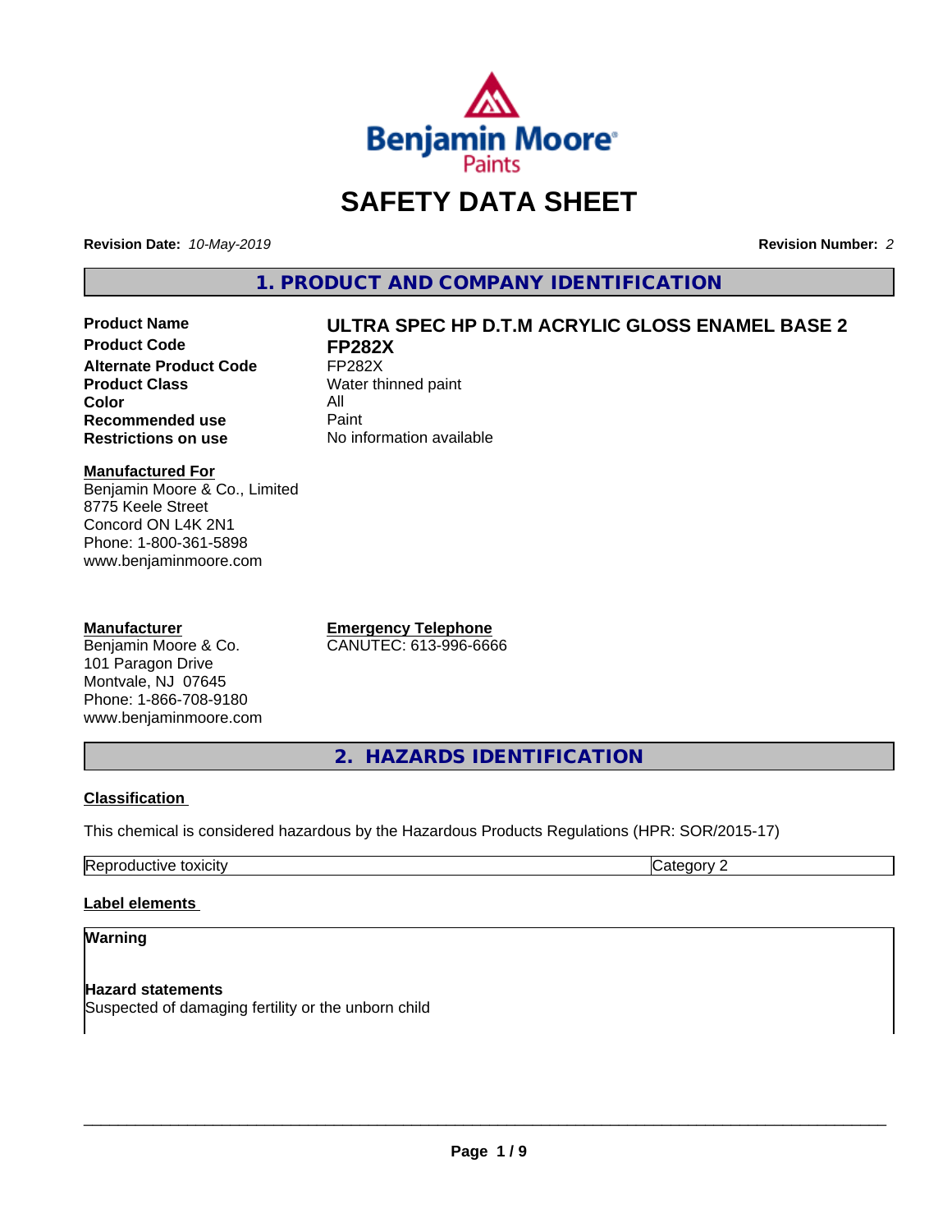# SAFETY DATA SHEET

**Revision Date:** *10-May-2019*

**Revision Number:** *2*

## 1. PRODUCT AND COMPANY IDENTIFICATION

| | |
|---|---|
| **Product Name** | **ULTRA SPEC HP D.T.M ACRYLIC GLOSS ENAMEL BASE 2** |
| **Product Code** | **FP282X** |
| **Alternate Product Code** | FP282X |
| **Product Class** | Water thinned paint |
| **Color** | All |
| **Recommended use** | Paint |
| **Restrictions on use** | No information available |

**Manufactured For**
Benjamin Moore & Co., Limited
8775 Keele Street
Concord ON L4K 2N1
Phone: 1-800-361-5898
www.benjaminmoore.com

**Manufacturer**
Benjamin Moore & Co.
101 Paragon Drive
Montvale, NJ 07645
Phone: 1-866-708-9180
www.benjaminmoore.com

**Emergency Telephone**
CANUTEC: 613-996-6666

## 2. HAZARDS IDENTIFICATION

### Classification

This chemical is considered hazardous by the Hazardous Products Regulations (HPR: SOR/2015-17)

| | |
|---|---|
| Reproductive toxicity | Category 2 |

### Label elements

**Warning**

**Hazard statements**
Suspected of damaging fertility or the unborn child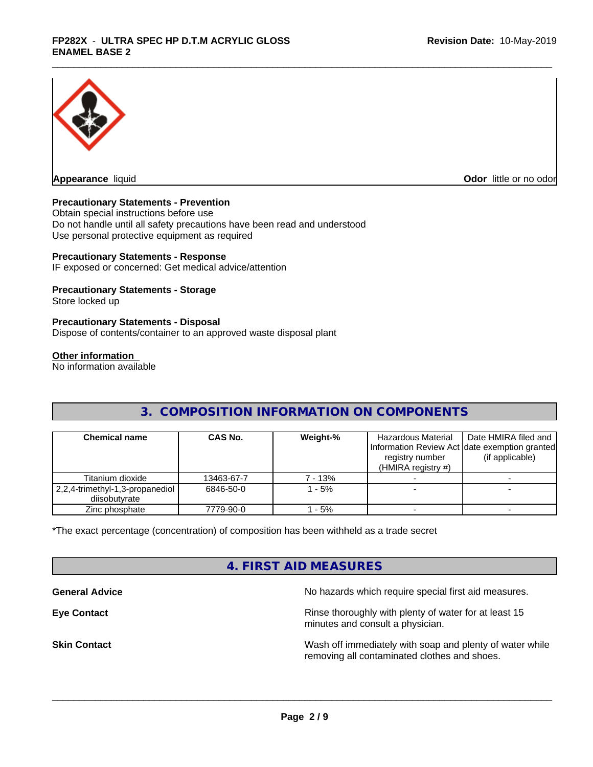**Appearance** liquid

**Odor** little or no odor

**Precautionary Statements - Prevention**
Obtain special instructions before use
Do not handle until all safety precautions have been read and understood
Use personal protective equipment as required

**Precautionary Statements - Response**
IF exposed or concerned: Get medical advice/attention

**Precautionary Statements - Storage**
Store locked up

**Precautionary Statements - Disposal**
Dispose of contents/container to an approved waste disposal plant

**Other information**
No information available

## 3. COMPOSITION INFORMATION ON COMPONENTS

| Chemical name | CAS No. | Weight-% | Hazardous Material Information Review Act registry number (HMIRA registry #) | Date HMIRA filed and date exemption granted (if applicable) |
|---|---|---|---|---|
| Titanium dioxide | 13463-67-7 | 7 - 13% | - | - |
| 2,2,4-trimethyl-1,3-propanediol diisobutyrate | 6846-50-0 | 1 - 5% | - | - |
| Zinc phosphate | 7779-90-0 | 1 - 5% | - | - |

*The exact percentage (concentration) of composition has been withheld as a trade secret

## 4. FIRST AID MEASURES

**General Advice** No hazards which require special first aid measures.

**Eye Contact** Rinse thoroughly with plenty of water for at least 15 minutes and consult a physician.

**Skin Contact** Wash off immediately with soap and plenty of water while removing all contaminated clothes and shoes.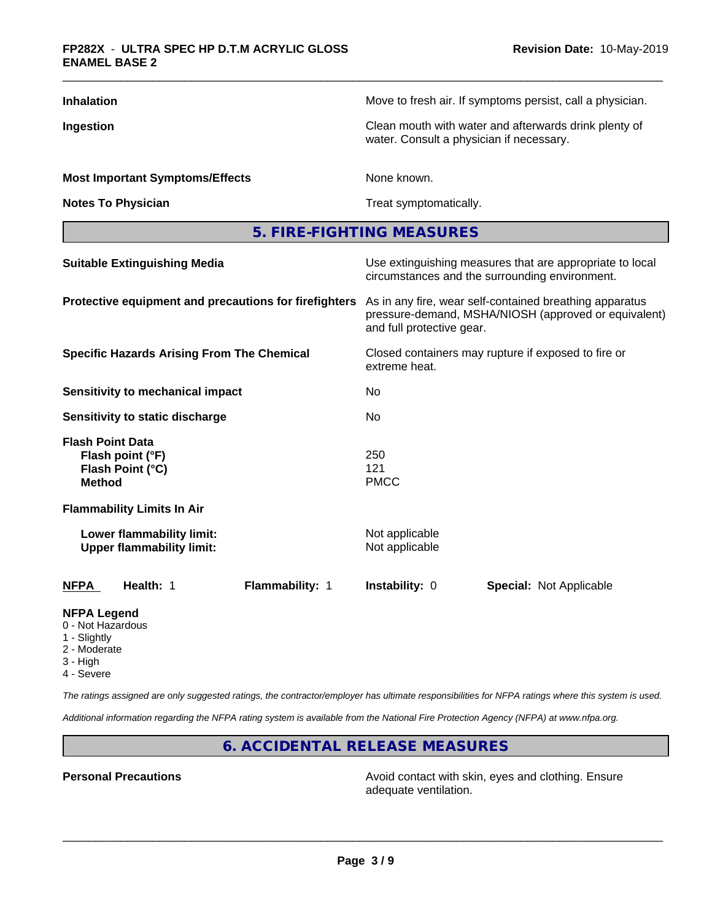| | |
|---|---|
| **Inhalation** | Move to fresh air. If symptoms persist, call a physician. |
| **Ingestion** | Clean mouth with water and afterwards drink plenty of water. Consult a physician if necessary. |
| **Most Important Symptoms/Effects** | None known. |
| **Notes To Physician** | Treat symptomatically. |

## 5. FIRE-FIGHTING MEASURES

| | |
|---|---|
| **Suitable Extinguishing Media** | Use extinguishing measures that are appropriate to local circumstances and the surrounding environment. |
| **Protective equipment and precautions for firefighters** | As in any fire, wear self-contained breathing apparatus pressure-demand, MSHA/NIOSH (approved or equivalent) and full protective gear. |
| **Specific Hazards Arising From The Chemical** | Closed containers may rupture if exposed to fire or extreme heat. |
| **Sensitivity to mechanical impact** | No |
| **Sensitivity to static discharge** | No |

**Flash Point Data**

| | |
|---|---|
| **Flash point (°F)** | 250 |
| **Flash Point (°C)** | 121 |
| **Method** | PMCC |

**Flammability Limits In Air**

| | |
|---|---|
| **Lower flammability limit:** | Not applicable |
| **Upper flammability limit:** | Not applicable |

| **NFPA** | **Health:** 1 | **Flammability:** 1 | **Instability:** 0 | **Special:** Not Applicable |
|---|---|---|---|---|

**NFPA Legend**
- 0 - Not Hazardous
- 1 - Slightly
- 2 - Moderate
- 3 - High
- 4 - Severe

*The ratings assigned are only suggested ratings, the contractor/employer has ultimate responsibilities for NFPA ratings where this system is used.*

*Additional information regarding the NFPA rating system is available from the National Fire Protection Agency (NFPA) at www.nfpa.org.*

## 6. ACCIDENTAL RELEASE MEASURES

| | |
|---|---|
| **Personal Precautions** | Avoid contact with skin, eyes and clothing. Ensure adequate ventilation. |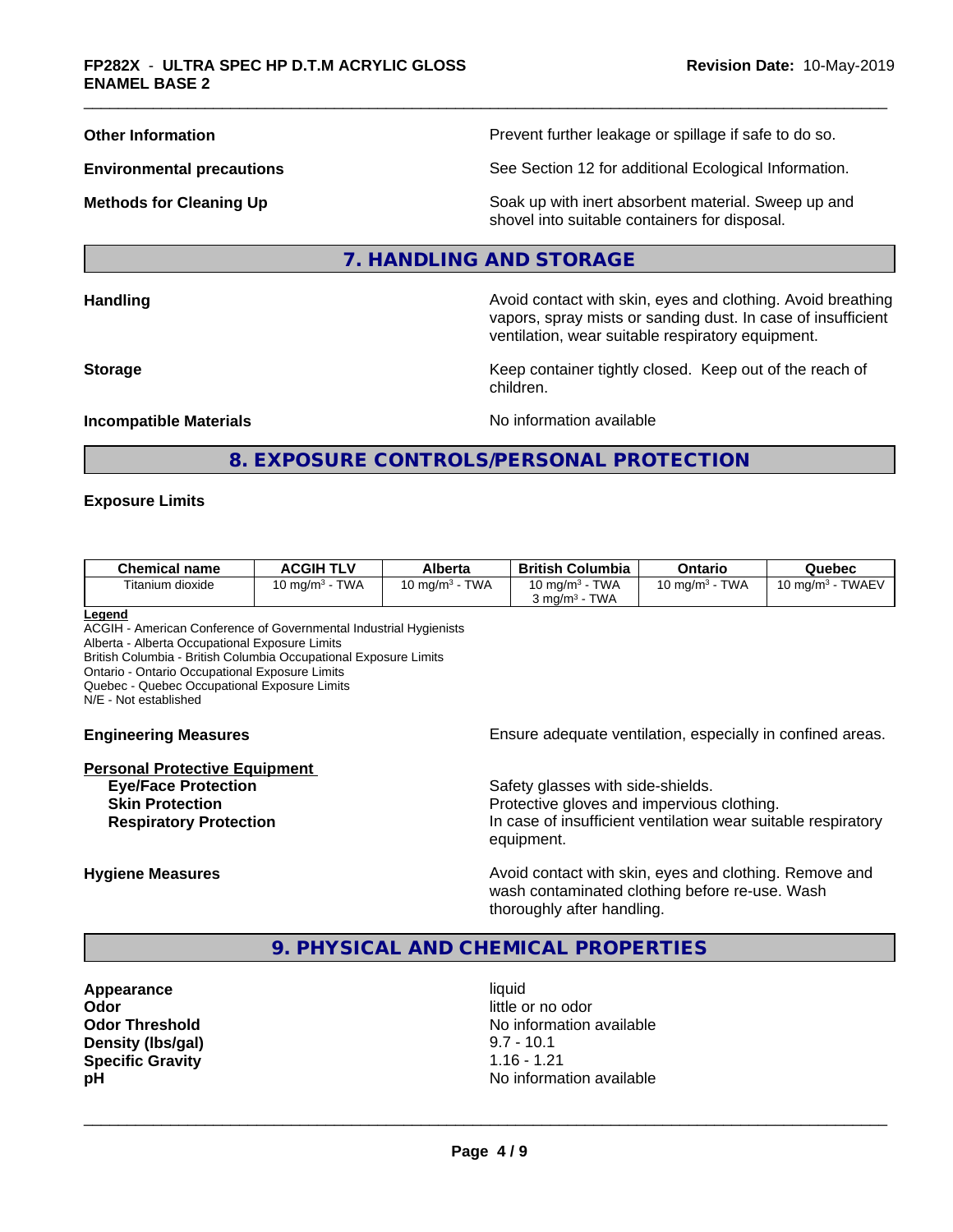**Other Information** Prevent further leakage or spillage if safe to do so.

**Environmental precautions** See Section 12 for additional Ecological Information.

**Methods for Cleaning Up** Soak up with inert absorbent material. Sweep up and shovel into suitable containers for disposal.

## 7. HANDLING AND STORAGE

**Handling** Avoid contact with skin, eyes and clothing. Avoid breathing vapors, spray mists or sanding dust. In case of insufficient ventilation, wear suitable respiratory equipment.

**Storage** Keep container tightly closed. Keep out of the reach of children.

**Incompatible Materials** No information available

## 8. EXPOSURE CONTROLS/PERSONAL PROTECTION

**Exposure Limits**

| Chemical name | ACGIH TLV | Alberta | British Columbia | Ontario | Quebec |
|---|---|---|---|---|---|
| Titanium dioxide | 10 mg/m³ - TWA | 10 mg/m³ - TWA | 10 mg/m³ - TWA<br>3 mg/m³ - TWA | 10 mg/m³ - TWA | 10 mg/m³ - TWAEV |

**Legend**
ACGIH - American Conference of Governmental Industrial Hygienists
Alberta - Alberta Occupational Exposure Limits
British Columbia - British Columbia Occupational Exposure Limits
Ontario - Ontario Occupational Exposure Limits
Quebec - Quebec Occupational Exposure Limits
N/E - Not established

**Engineering Measures** Ensure adequate ventilation, especially in confined areas.

**Personal Protective Equipment**
- **Eye/Face Protection** Safety glasses with side-shields.
- **Skin Protection** Protective gloves and impervious clothing.
- **Respiratory Protection** In case of insufficient ventilation wear suitable respiratory equipment.

**Hygiene Measures** Avoid contact with skin, eyes and clothing. Remove and wash contaminated clothing before re-use. Wash thoroughly after handling.

## 9. PHYSICAL AND CHEMICAL PROPERTIES

**Appearance** liquid
**Odor** little or no odor
**Odor Threshold** No information available
**Density (lbs/gal)** 9.7 - 10.1
**Specific Gravity** 1.16 - 1.21
**pH** No information available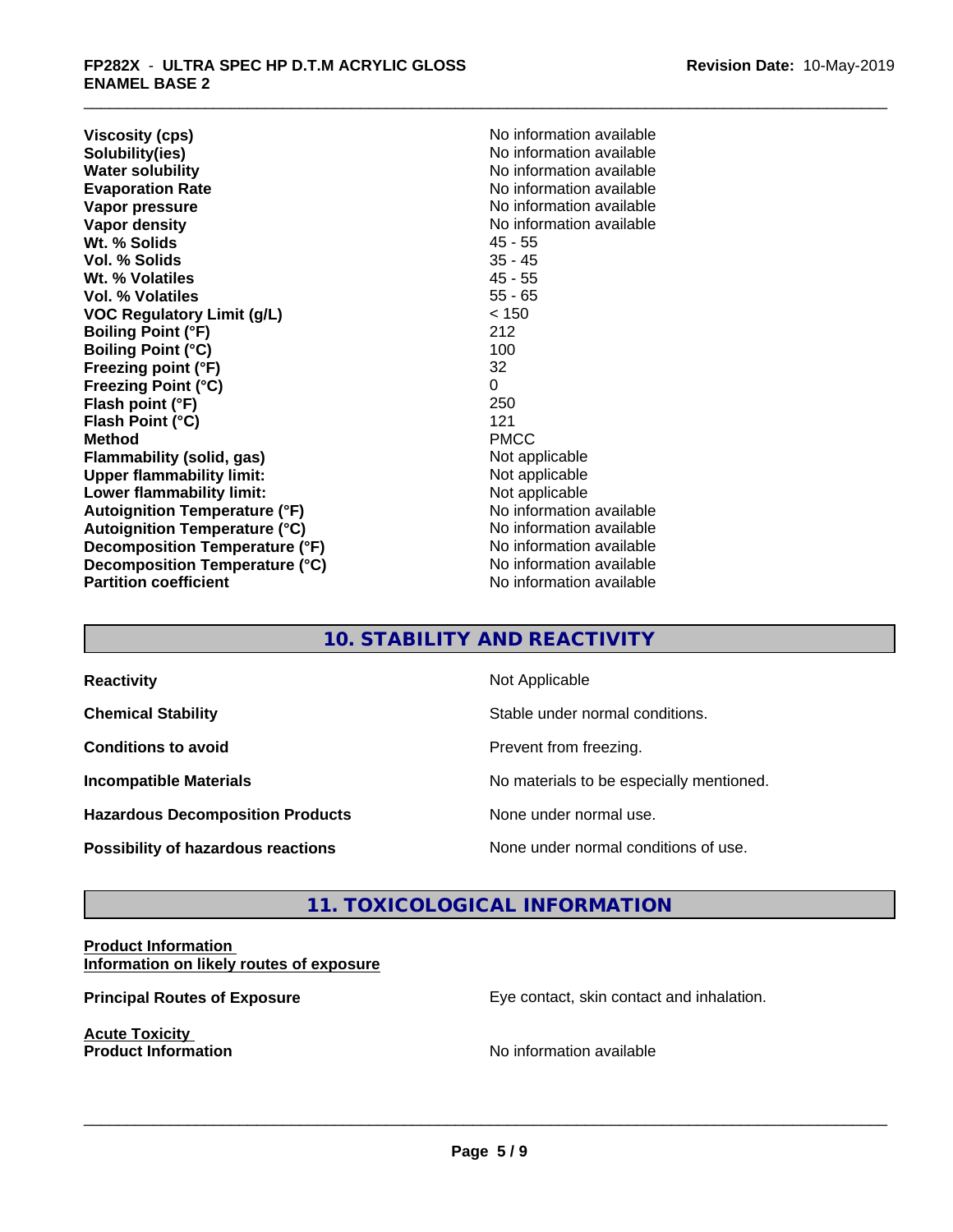| | |
|---|---|
| **Viscosity (cps)** | No information available |
| **Solubility(ies)** | No information available |
| **Water solubility** | No information available |
| **Evaporation Rate** | No information available |
| **Vapor pressure** | No information available |
| **Vapor density** | No information available |
| **Wt. % Solids** | 45 - 55 |
| **Vol. % Solids** | 35 - 45 |
| **Wt. % Volatiles** | 45 - 55 |
| **Vol. % Volatiles** | 55 - 65 |
| **VOC Regulatory Limit (g/L)** | < 150 |
| **Boiling Point (°F)** | 212 |
| **Boiling Point (°C)** | 100 |
| **Freezing point (°F)** | 32 |
| **Freezing Point (°C)** | 0 |
| **Flash point (°F)** | 250 |
| **Flash Point (°C)** | 121 |
| **Method** | PMCC |
| **Flammability (solid, gas)** | Not applicable |
| **Upper flammability limit:** | Not applicable |
| **Lower flammability limit:** | Not applicable |
| **Autoignition Temperature (°F)** | No information available |
| **Autoignition Temperature (°C)** | No information available |
| **Decomposition Temperature (°F)** | No information available |
| **Decomposition Temperature (°C)** | No information available |
| **Partition coefficient** | No information available |

## 10. STABILITY AND REACTIVITY

| | |
|---|---|
| **Reactivity** | Not Applicable |
| **Chemical Stability** | Stable under normal conditions. |
| **Conditions to avoid** | Prevent from freezing. |
| **Incompatible Materials** | No materials to be especially mentioned. |
| **Hazardous Decomposition Products** | None under normal use. |
| **Possibility of hazardous reactions** | None under normal conditions of use. |

## 11. TOXICOLOGICAL INFORMATION

**Product Information**
**Information on likely routes of exposure**

**Principal Routes of Exposure** — Eye contact, skin contact and inhalation.

**Acute Toxicity**
**Product Information** — No information available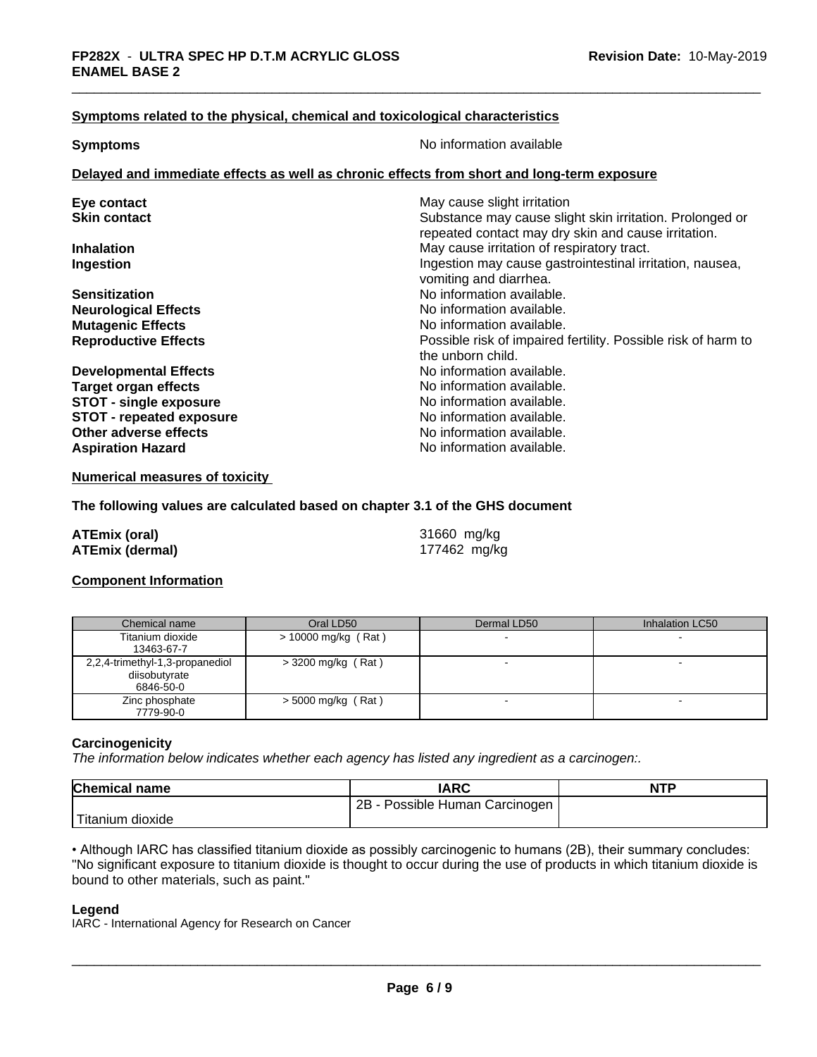**Symptoms related to the physical, chemical and toxicological characteristics**

| | |
|---|---|
| **Symptoms** | No information available |

**Delayed and immediate effects as well as chronic effects from short and long-term exposure**

| | |
|---|---|
| **Eye contact** | May cause slight irritation |
| **Skin contact** | Substance may cause slight skin irritation. Prolonged or repeated contact may dry skin and cause irritation. |
| **Inhalation** | May cause irritation of respiratory tract. |
| **Ingestion** | Ingestion may cause gastrointestinal irritation, nausea, vomiting and diarrhea. |
| **Sensitization** | No information available. |
| **Neurological Effects** | No information available. |
| **Mutagenic Effects** | No information available. |
| **Reproductive Effects** | Possible risk of impaired fertility. Possible risk of harm to the unborn child. |
| **Developmental Effects** | No information available. |
| **Target organ effects** | No information available. |
| **STOT - single exposure** | No information available. |
| **STOT - repeated exposure** | No information available. |
| **Other adverse effects** | No information available. |
| **Aspiration Hazard** | No information available. |

**Numerical measures of toxicity**

**The following values are calculated based on chapter 3.1 of the GHS document**

| | |
|---|---|
| **ATEmix (oral)** | 31660 mg/kg |
| **ATEmix (dermal)** | 177462 mg/kg |

**Component Information**

| Chemical name | Oral LD50 | Dermal LD50 | Inhalation LC50 |
|---|---|---|---|
| Titanium dioxide 13463-67-7 | > 10000 mg/kg ( Rat ) | - | - |
| 2,2,4-trimethyl-1,3-propanediol diisobutyrate 6846-50-0 | > 3200 mg/kg ( Rat ) | - | - |
| Zinc phosphate 7779-90-0 | > 5000 mg/kg ( Rat ) | - | - |

**Carcinogenicity**

*The information below indicates whether each agency has listed any ingredient as a carcinogen:.*

| Chemical name | IARC | NTP |
|---|---|---|
| Titanium dioxide | 2B - Possible Human Carcinogen | |

• Although IARC has classified titanium dioxide as possibly carcinogenic to humans (2B), their summary concludes: "No significant exposure to titanium dioxide is thought to occur during the use of products in which titanium dioxide is bound to other materials, such as paint."

**Legend**

IARC - International Agency for Research on Cancer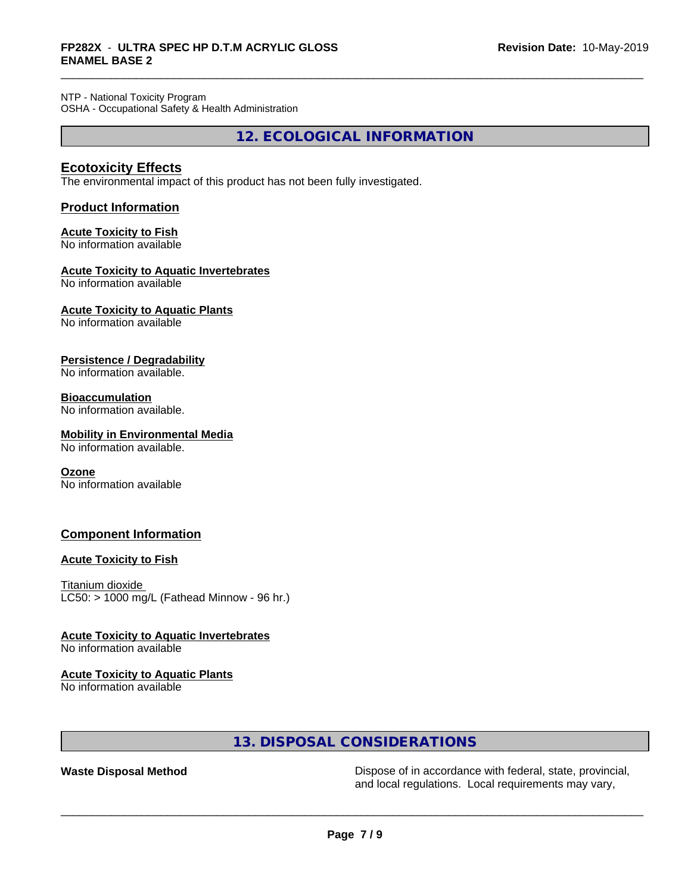NTP - National Toxicity Program
OSHA - Occupational Safety & Health Administration

## 12. ECOLOGICAL INFORMATION

### Ecotoxicity Effects

The environmental impact of this product has not been fully investigated.

### Product Information

**Acute Toxicity to Fish**
No information available

**Acute Toxicity to Aquatic Invertebrates**
No information available

**Acute Toxicity to Aquatic Plants**
No information available

**Persistence / Degradability**
No information available.

**Bioaccumulation**
No information available.

**Mobility in Environmental Media**
No information available.

**Ozone**
No information available

### Component Information

**Acute Toxicity to Fish**

Titanium dioxide
LC50: > 1000 mg/L (Fathead Minnow - 96 hr.)

**Acute Toxicity to Aquatic Invertebrates**
No information available

**Acute Toxicity to Aquatic Plants**
No information available

## 13. DISPOSAL CONSIDERATIONS

**Waste Disposal Method** Dispose of in accordance with federal, state, provincial, and local regulations. Local requirements may vary,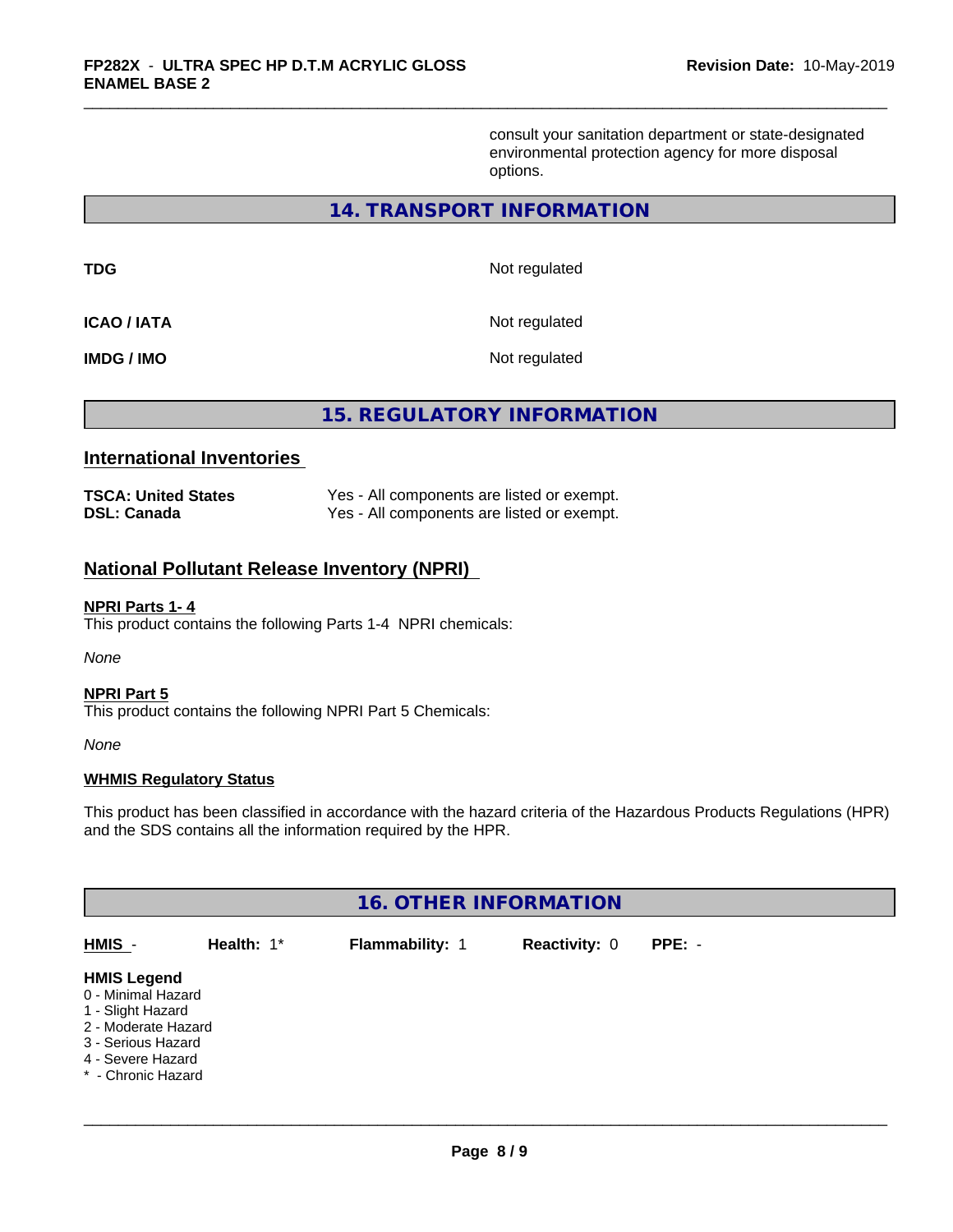consult your sanitation department or state-designated environmental protection agency for more disposal options.

## 14. TRANSPORT INFORMATION

| | |
|---|---|
| **TDG** | Not regulated |
| **ICAO / IATA** | Not regulated |
| **IMDG / IMO** | Not regulated |

## 15. REGULATORY INFORMATION

### International Inventories

| | |
|---|---|
| **TSCA: United States** | Yes - All components are listed or exempt. |
| **DSL: Canada** | Yes - All components are listed or exempt. |

### National Pollutant Release Inventory (NPRI)

**NPRI Parts 1- 4**
This product contains the following Parts 1-4 NPRI chemicals:

*None*

**NPRI Part 5**
This product contains the following NPRI Part 5 Chemicals:

*None*

**WHMIS Regulatory Status**

This product has been classified in accordance with the hazard criteria of the Hazardous Products Regulations (HPR) and the SDS contains all the information required by the HPR.

## 16. OTHER INFORMATION

| HMIS - | Health: 1* | Flammability: 1 | Reactivity: 0 | PPE: - |
|---|---|---|---|---|

**HMIS Legend**
0 - Minimal Hazard
1 - Slight Hazard
2 - Moderate Hazard
3 - Serious Hazard
4 - Severe Hazard
* - Chronic Hazard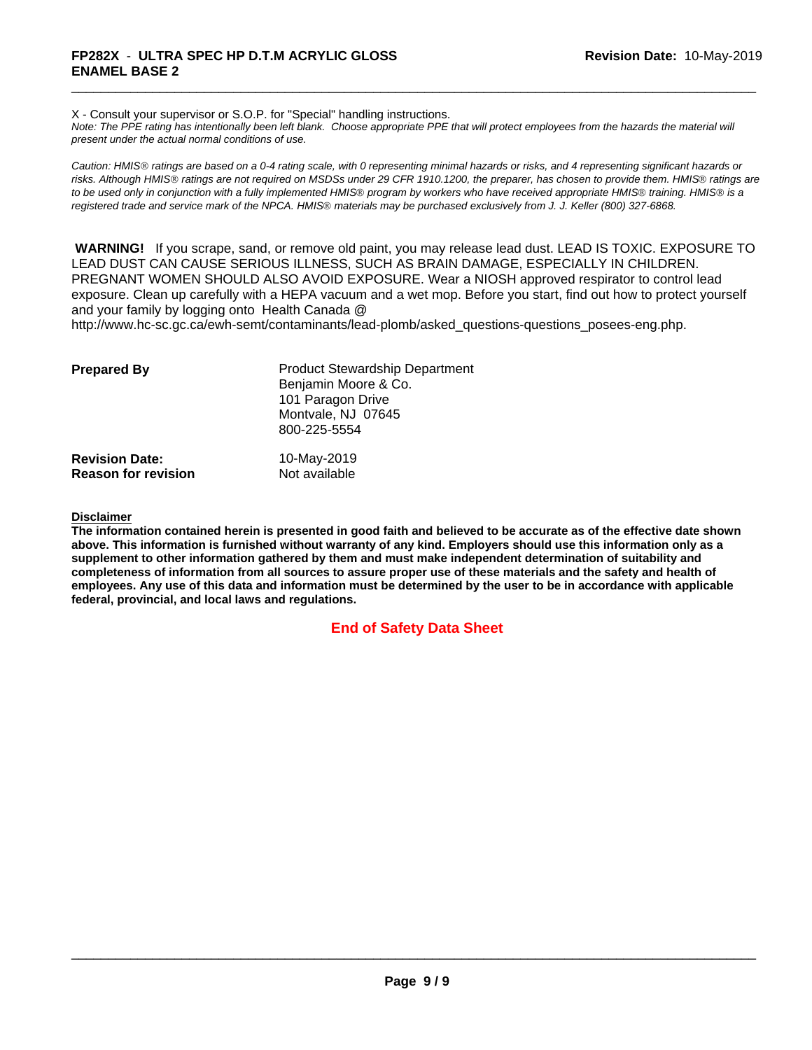X - Consult your supervisor or S.O.P. for "Special" handling instructions.

*Note: The PPE rating has intentionally been left blank. Choose appropriate PPE that will protect employees from the hazards the material will present under the actual normal conditions of use.*

*Caution: HMIS® ratings are based on a 0-4 rating scale, with 0 representing minimal hazards or risks, and 4 representing significant hazards or risks. Although HMIS® ratings are not required on MSDSs under 29 CFR 1910.1200, the preparer, has chosen to provide them. HMIS® ratings are to be used only in conjunction with a fully implemented HMIS® program by workers who have received appropriate HMIS® training. HMIS® is a registered trade and service mark of the NPCA. HMIS® materials may be purchased exclusively from J. J. Keller (800) 327-6868.*

**WARNING!** If you scrape, sand, or remove old paint, you may release lead dust. LEAD IS TOXIC. EXPOSURE TO LEAD DUST CAN CAUSE SERIOUS ILLNESS, SUCH AS BRAIN DAMAGE, ESPECIALLY IN CHILDREN. PREGNANT WOMEN SHOULD ALSO AVOID EXPOSURE. Wear a NIOSH approved respirator to control lead exposure. Clean up carefully with a HEPA vacuum and a wet mop. Before you start, find out how to protect yourself and your family by logging onto Health Canada @ http://www.hc-sc.gc.ca/ewh-semt/contaminants/lead-plomb/asked_questions-questions_posees-eng.php.

| | |
|---|---|
| **Prepared By** | Product Stewardship Department<br>Benjamin Moore & Co.<br>101 Paragon Drive<br>Montvale, NJ 07645<br>800-225-5554 |
| **Revision Date:** | 10-May-2019 |
| **Reason for revision** | Not available |

**Disclaimer**

**The information contained herein is presented in good faith and believed to be accurate as of the effective date shown above. This information is furnished without warranty of any kind. Employers should use this information only as a supplement to other information gathered by them and must make independent determination of suitability and completeness of information from all sources to assure proper use of these materials and the safety and health of employees. Any use of this data and information must be determined by the user to be in accordance with applicable federal, provincial, and local laws and regulations.**

**End of Safety Data Sheet**